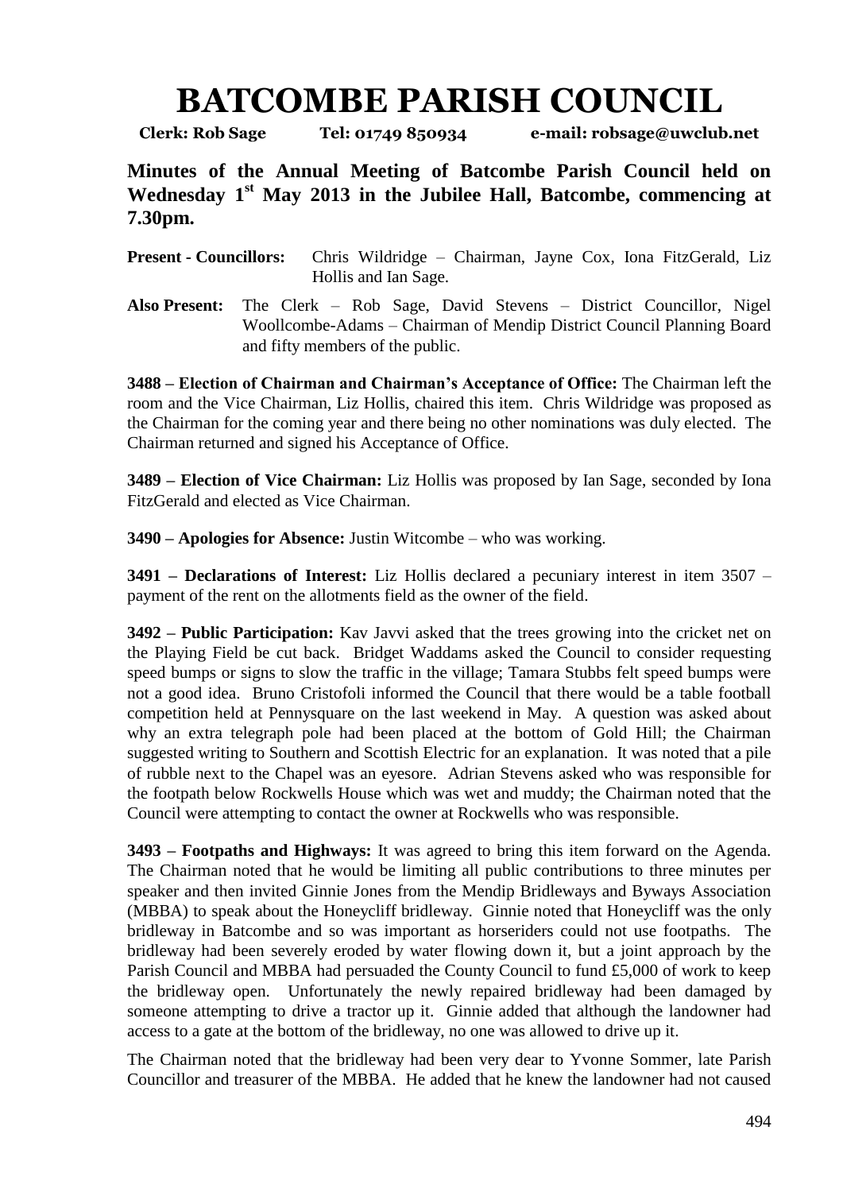# BATCOMBE PARISH COUNCIL

**Clerk: Rob Sage Tel: 01749 850934 e-mail: robsage@uwclub.net**

## Minutes of the Annual Meeting of Batcombe Parish Council held on Wednesday 1st May 2013 in the Jubilee Hall, Batcombe, commencing at 7.30pm.

**Present - Councillors:** Chris Wildridge – Chairman, Jayne Cox, Iona FitzGerald, Liz Hollis and Ian Sage.

**Also Present:** The Clerk – Rob Sage, David Stevens – District Councillor, Nigel Woollcombe-Adams – Chairman of Mendip District Council Planning Board and fifty members of the public.

**3488 – Election of Chairman and Chairman's Acceptance of Office:** The Chairman left the room and the Vice Chairman, Liz Hollis, chaired this item. Chris Wildridge was proposed as the Chairman for the coming year and there being no other nominations was duly elected. The Chairman returned and signed his Acceptance of Office.

**3489 – Election of Vice Chairman:** Liz Hollis was proposed by Ian Sage, seconded by Iona FitzGerald and elected as Vice Chairman.

**3490 – Apologies for Absence:** Justin Witcombe – who was working.

**3491 – Declarations of Interest:** Liz Hollis declared a pecuniary interest in item 3507 – payment of the rent on the allotments field as the owner of the field.

**3492 – Public Participation:** Kav Javvi asked that the trees growing into the cricket net on the Playing Field be cut back. Bridget Waddams asked the Council to consider requesting speed bumps or signs to slow the traffic in the village; Tamara Stubbs felt speed bumps were not a good idea. Bruno Cristofoli informed the Council that there would be a table football competition held at Pennysquare on the last weekend in May. A question was asked about why an extra telegraph pole had been placed at the bottom of Gold Hill; the Chairman suggested writing to Southern and Scottish Electric for an explanation. It was noted that a pile of rubble next to the Chapel was an eyesore. Adrian Stevens asked who was responsible for the footpath below Rockwells House which was wet and muddy; the Chairman noted that the Council were attempting to contact the owner at Rockwells who was responsible.

**3493 – Footpaths and Highways:** It was agreed to bring this item forward on the Agenda. The Chairman noted that he would be limiting all public contributions to three minutes per speaker and then invited Ginnie Jones from the Mendip Bridleways and Byways Association (MBBA) to speak about the Honeycliff bridleway. Ginnie noted that Honeycliff was the only bridleway in Batcombe and so was important as horseriders could not use footpaths. The bridleway had been severely eroded by water flowing down it, but a joint approach by the Parish Council and MBBA had persuaded the County Council to fund £5,000 of work to keep the bridleway open. Unfortunately the newly repaired bridleway had been damaged by someone attempting to drive a tractor up it. Ginnie added that although the landowner had access to a gate at the bottom of the bridleway, no one was allowed to drive up it.

The Chairman noted that the bridleway had been very dear to Yvonne Sommer, late Parish Councillor and treasurer of the MBBA. He added that he knew the landowner had not caused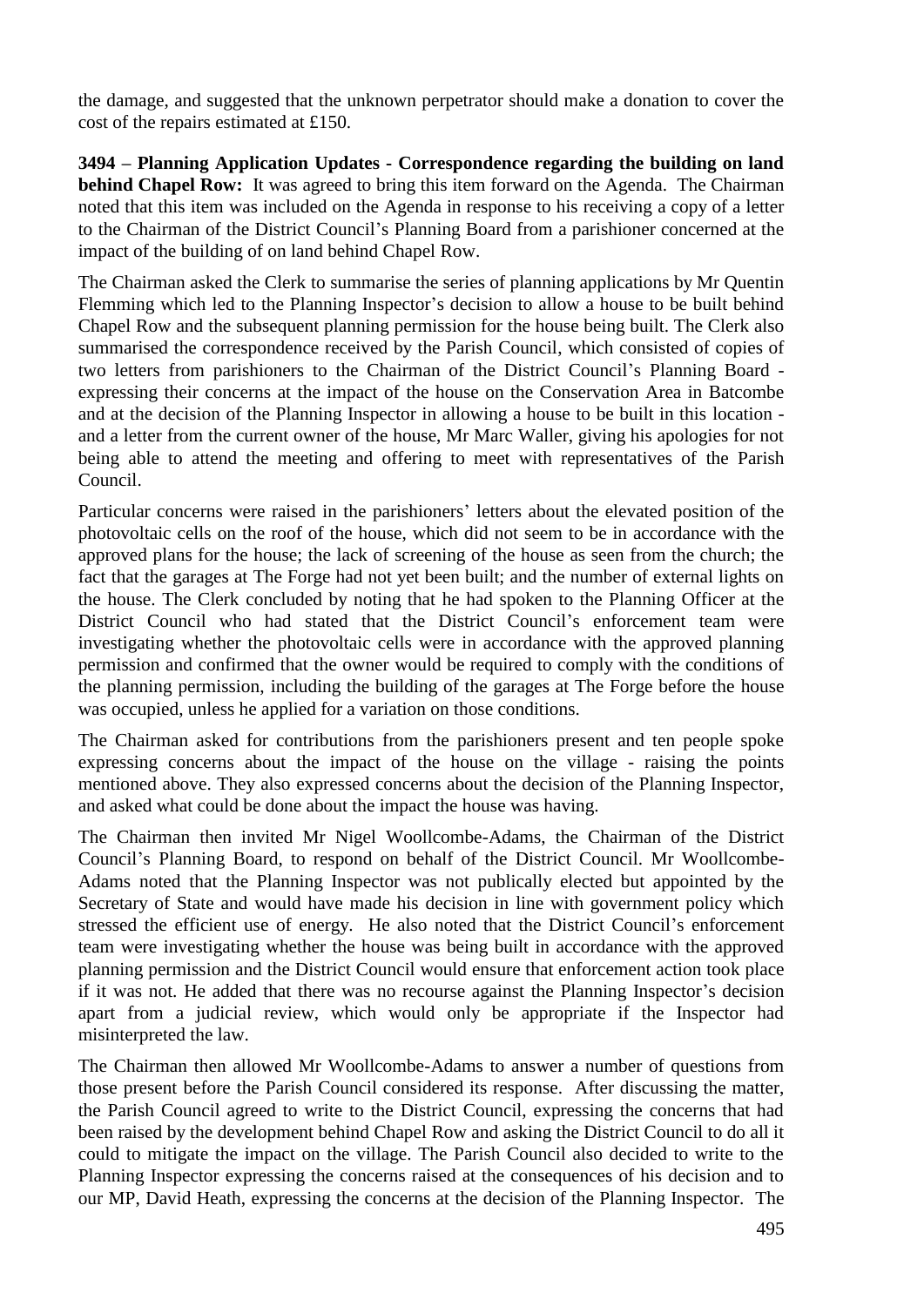the damage, and suggested that the unknown perpetrator should make a donation to cover the cost of the repairs estimated at £150.

**3494 – Planning Application Updates - Correspondence regarding the building on land behind Chapel Row:** It was agreed to bring this item forward on the Agenda. The Chairman noted that this item was included on the Agenda in response to his receiving a copy of a letter to the Chairman of the District Council's Planning Board from a parishioner concerned at the impact of the building of on land behind Chapel Row.

The Chairman asked the Clerk to summarise the series of planning applications by Mr Quentin Flemming which led to the Planning Inspector's decision to allow a house to be built behind Chapel Row and the subsequent planning permission for the house being built. The Clerk also summarised the correspondence received by the Parish Council, which consisted of copies of two letters from parishioners to the Chairman of the District Council's Planning Board - expressing their concerns at the impact of the house on the Conservation Area in Batcombe and at the decision of the Planning Inspector in allowing a house to be built in this location - and a letter from the current owner of the house, Mr Marc Waller, giving his apologies for not being able to attend the meeting and offering to meet with representatives of the Parish Council.

Particular concerns were raised in the parishioners' letters about the elevated position of the photovoltaic cells on the roof of the house, which did not seem to be in accordance with the approved plans for the house; the lack of screening of the house as seen from the church; the fact that the garages at The Forge had not yet been built; and the number of external lights on the house. The Clerk concluded by noting that he had spoken to the Planning Officer at the District Council who had stated that the District Council's enforcement team were investigating whether the photovoltaic cells were in accordance with the approved planning permission and confirmed that the owner would be required to comply with the conditions of the planning permission, including the building of the garages at The Forge before the house was occupied, unless he applied for a variation on those conditions.

The Chairman asked for contributions from the parishioners present and ten people spoke expressing concerns about the impact of the house on the village - raising the points mentioned above. They also expressed concerns about the decision of the Planning Inspector, and asked what could be done about the impact the house was having.

The Chairman then invited Mr Nigel Woollcombe-Adams, the Chairman of the District Council's Planning Board, to respond on behalf of the District Council. Mr Woollcombe-Adams noted that the Planning Inspector was not publically elected but appointed by the Secretary of State and would have made his decision in line with government policy which stressed the efficient use of energy. He also noted that the District Council's enforcement team were investigating whether the house was being built in accordance with the approved planning permission and the District Council would ensure that enforcement action took place if it was not. He added that there was no recourse against the Planning Inspector's decision apart from a judicial review, which would only be appropriate if the Inspector had misinterpreted the law.

The Chairman then allowed Mr Woollcombe-Adams to answer a number of questions from those present before the Parish Council considered its response. After discussing the matter, the Parish Council agreed to write to the District Council, expressing the concerns that had been raised by the development behind Chapel Row and asking the District Council to do all it could to mitigate the impact on the village. The Parish Council also decided to write to the Planning Inspector expressing the concerns raised at the consequences of his decision and to our MP, David Heath, expressing the concerns at the decision of the Planning Inspector. The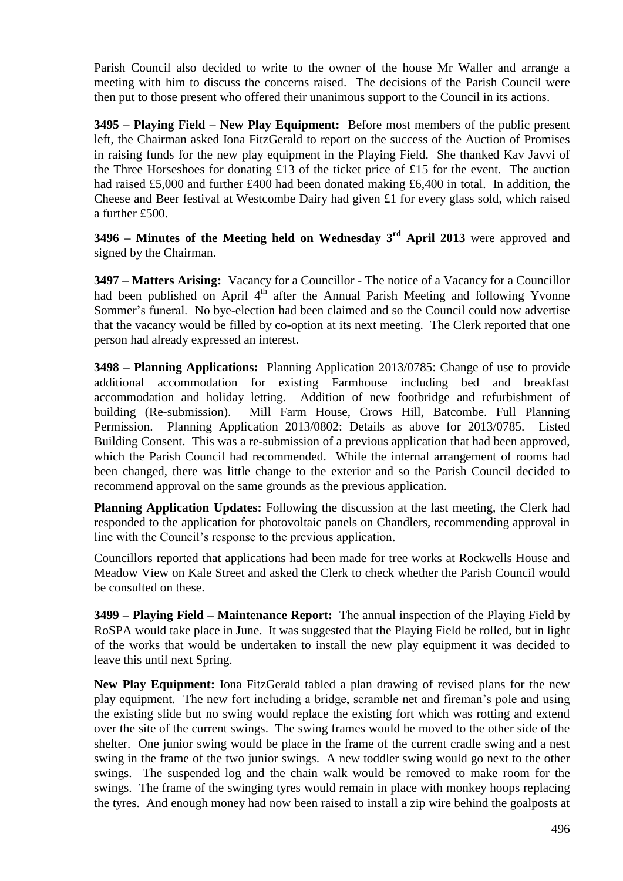Parish Council also decided to write to the owner of the house Mr Waller and arrange a meeting with him to discuss the concerns raised. The decisions of the Parish Council were then put to those present who offered their unanimous support to the Council in its actions.

**3495 – Playing Field – New Play Equipment:** Before most members of the public present left, the Chairman asked Iona FitzGerald to report on the success of the Auction of Promises in raising funds for the new play equipment in the Playing Field. She thanked Kav Javvi of the Three Horseshoes for donating £13 of the ticket price of £15 for the event. The auction had raised £5,000 and further £400 had been donated making £6,400 in total. In addition, the Cheese and Beer festival at Westcombe Dairy had given £1 for every glass sold, which raised a further £500.

**3496 – Minutes of the Meeting held on Wednesday 3rd April 2013** were approved and signed by the Chairman.

**3497 – Matters Arising:** Vacancy for a Councillor - The notice of a Vacancy for a Councillor had been published on April 4th after the Annual Parish Meeting and following Yvonne Sommer's funeral. No bye-election had been claimed and so the Council could now advertise that the vacancy would be filled by co-option at its next meeting. The Clerk reported that one person had already expressed an interest.

**3498 – Planning Applications:** Planning Application 2013/0785: Change of use to provide additional accommodation for existing Farmhouse including bed and breakfast accommodation and holiday letting. Addition of new footbridge and refurbishment of building (Re-submission). Mill Farm House, Crows Hill, Batcombe. Full Planning Permission. Planning Application 2013/0802: Details as above for 2013/0785. Listed Building Consent. This was a re-submission of a previous application that had been approved, which the Parish Council had recommended. While the internal arrangement of rooms had been changed, there was little change to the exterior and so the Parish Council decided to recommend approval on the same grounds as the previous application.

**Planning Application Updates:** Following the discussion at the last meeting, the Clerk had responded to the application for photovoltaic panels on Chandlers, recommending approval in line with the Council's response to the previous application.

Councillors reported that applications had been made for tree works at Rockwells House and Meadow View on Kale Street and asked the Clerk to check whether the Parish Council would be consulted on these.

**3499 – Playing Field – Maintenance Report:** The annual inspection of the Playing Field by RoSPA would take place in June. It was suggested that the Playing Field be rolled, but in light of the works that would be undertaken to install the new play equipment it was decided to leave this until next Spring.

**New Play Equipment:** Iona FitzGerald tabled a plan drawing of revised plans for the new play equipment. The new fort including a bridge, scramble net and fireman's pole and using the existing slide but no swing would replace the existing fort which was rotting and extend over the site of the current swings. The swing frames would be moved to the other side of the shelter. One junior swing would be place in the frame of the current cradle swing and a nest swing in the frame of the two junior swings. A new toddler swing would go next to the other swings. The suspended log and the chain walk would be removed to make room for the swings. The frame of the swinging tyres would remain in place with monkey hoops replacing the tyres. And enough money had now been raised to install a zip wire behind the goalposts at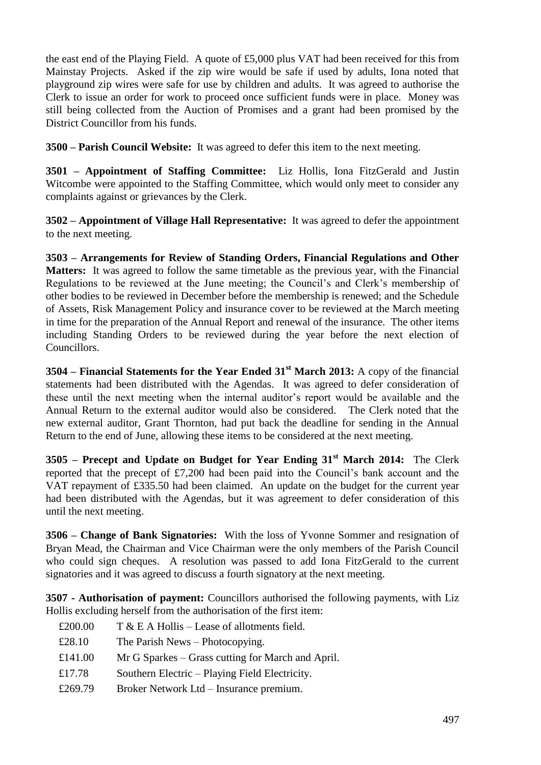the east end of the Playing Field. A quote of £5,000 plus VAT had been received for this from Mainstay Projects. Asked if the zip wire would be safe if used by adults, Iona noted that playground zip wires were safe for use by children and adults. It was agreed to authorise the Clerk to issue an order for work to proceed once sufficient funds were in place. Money was still being collected from the Auction of Promises and a grant had been promised by the District Councillor from his funds.

**3500 – Parish Council Website:** It was agreed to defer this item to the next meeting.

**3501 – Appointment of Staffing Committee:** Liz Hollis, Iona FitzGerald and Justin Witcombe were appointed to the Staffing Committee, which would only meet to consider any complaints against or grievances by the Clerk.

**3502 – Appointment of Village Hall Representative:** It was agreed to defer the appointment to the next meeting.

**3503 – Arrangements for Review of Standing Orders, Financial Regulations and Other Matters:** It was agreed to follow the same timetable as the previous year, with the Financial Regulations to be reviewed at the June meeting; the Council's and Clerk's membership of other bodies to be reviewed in December before the membership is renewed; and the Schedule of Assets, Risk Management Policy and insurance cover to be reviewed at the March meeting in time for the preparation of the Annual Report and renewal of the insurance. The other items including Standing Orders to be reviewed during the year before the next election of Councillors.

**3504 – Financial Statements for the Year Ended 31st March 2013:** A copy of the financial statements had been distributed with the Agendas. It was agreed to defer consideration of these until the next meeting when the internal auditor's report would be available and the Annual Return to the external auditor would also be considered. The Clerk noted that the new external auditor, Grant Thornton, had put back the deadline for sending in the Annual Return to the end of June, allowing these items to be considered at the next meeting.

**3505 – Precept and Update on Budget for Year Ending 31st March 2014:** The Clerk reported that the precept of £7,200 had been paid into the Council's bank account and the VAT repayment of £335.50 had been claimed. An update on the budget for the current year had been distributed with the Agendas, but it was agreement to defer consideration of this until the next meeting.

**3506 – Change of Bank Signatories:** With the loss of Yvonne Sommer and resignation of Bryan Mead, the Chairman and Vice Chairman were the only members of the Parish Council who could sign cheques. A resolution was passed to add Iona FitzGerald to the current signatories and it was agreed to discuss a fourth signatory at the next meeting.

**3507 - Authorisation of payment:** Councillors authorised the following payments, with Liz Hollis excluding herself from the authorisation of the first item:

| | |
|---|---|
| £200.00 | T & E A Hollis – Lease of allotments field. |
| £28.10 | The Parish News – Photocopying. |
| £141.00 | Mr G Sparkes – Grass cutting for March and April. |
| £17.78 | Southern Electric – Playing Field Electricity. |
| £269.79 | Broker Network Ltd – Insurance premium. |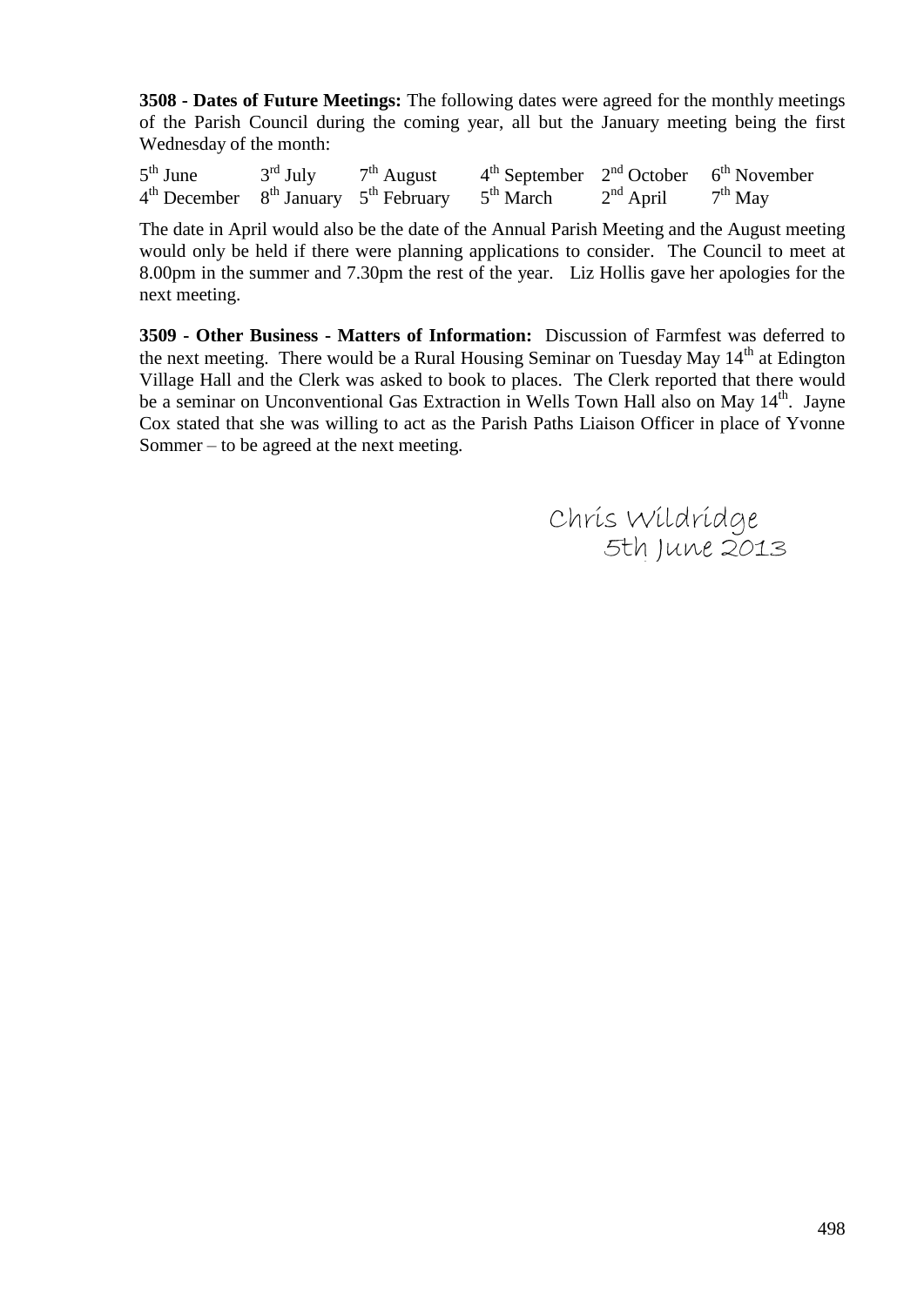**3508 - Dates of Future Meetings:** The following dates were agreed for the monthly meetings of the Parish Council during the coming year, all but the January meeting being the first Wednesday of the month:

| | | | | | |
|---|---|---|---|---|---|
| 5th June | 3rd July | 7th August | 4th September | 2nd October | 6th November |
| 4th December | 8th January | 5th February | 5th March | 2nd April | 7th May |

The date in April would also be the date of the Annual Parish Meeting and the August meeting would only be held if there were planning applications to consider. The Council to meet at 8.00pm in the summer and 7.30pm the rest of the year. Liz Hollis gave her apologies for the next meeting.

**3509 - Other Business - Matters of Information:** Discussion of Farmfest was deferred to the next meeting. There would be a Rural Housing Seminar on Tuesday May 14th at Edington Village Hall and the Clerk was asked to book to places. The Clerk reported that there would be a seminar on Unconventional Gas Extraction in Wells Town Hall also on May 14th. Jayne Cox stated that she was willing to act as the Parish Paths Liaison Officer in place of Yvonne Sommer – to be agreed at the next meeting.

Chris Wildridge
5th June 2013